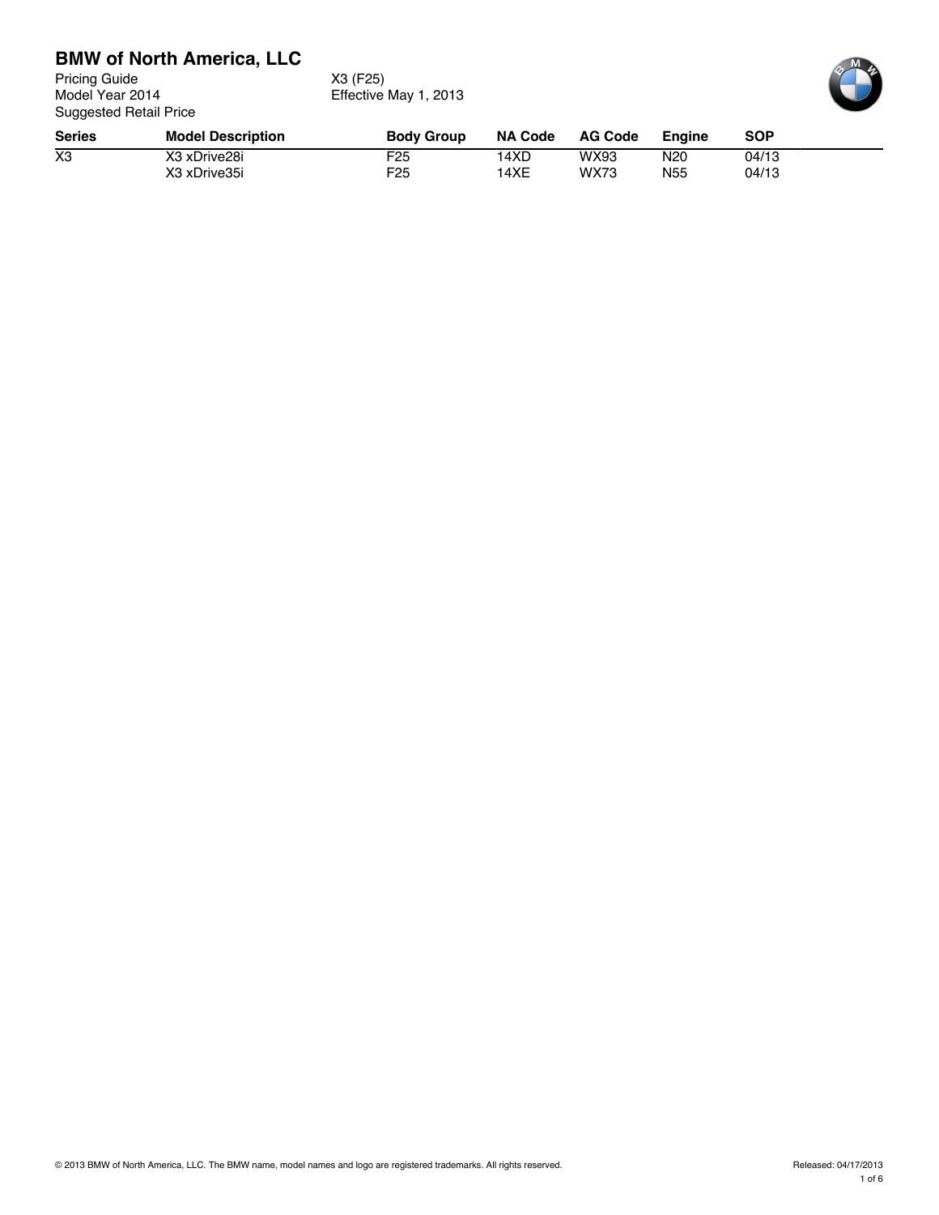# BMW of North America, LLC

Pricing Guide
Model Year 2014
Suggested Retail Price

X3 (F25)
Effective May 1, 2013

| Series | Model Description | Body Group | NA Code | AG Code | Engine | SOP |
|---|---|---|---|---|---|---|
| X3 | X3 xDrive28i | F25 | 14XD | WX93 | N20 | 04/13 |
| | X3 xDrive35i | F25 | 14XE | WX73 | N55 | 04/13 |

© 2013 BMW of North America, LLC. The BMW name, model names and logo are registered trademarks. All rights reserved.

Released: 04/17/2013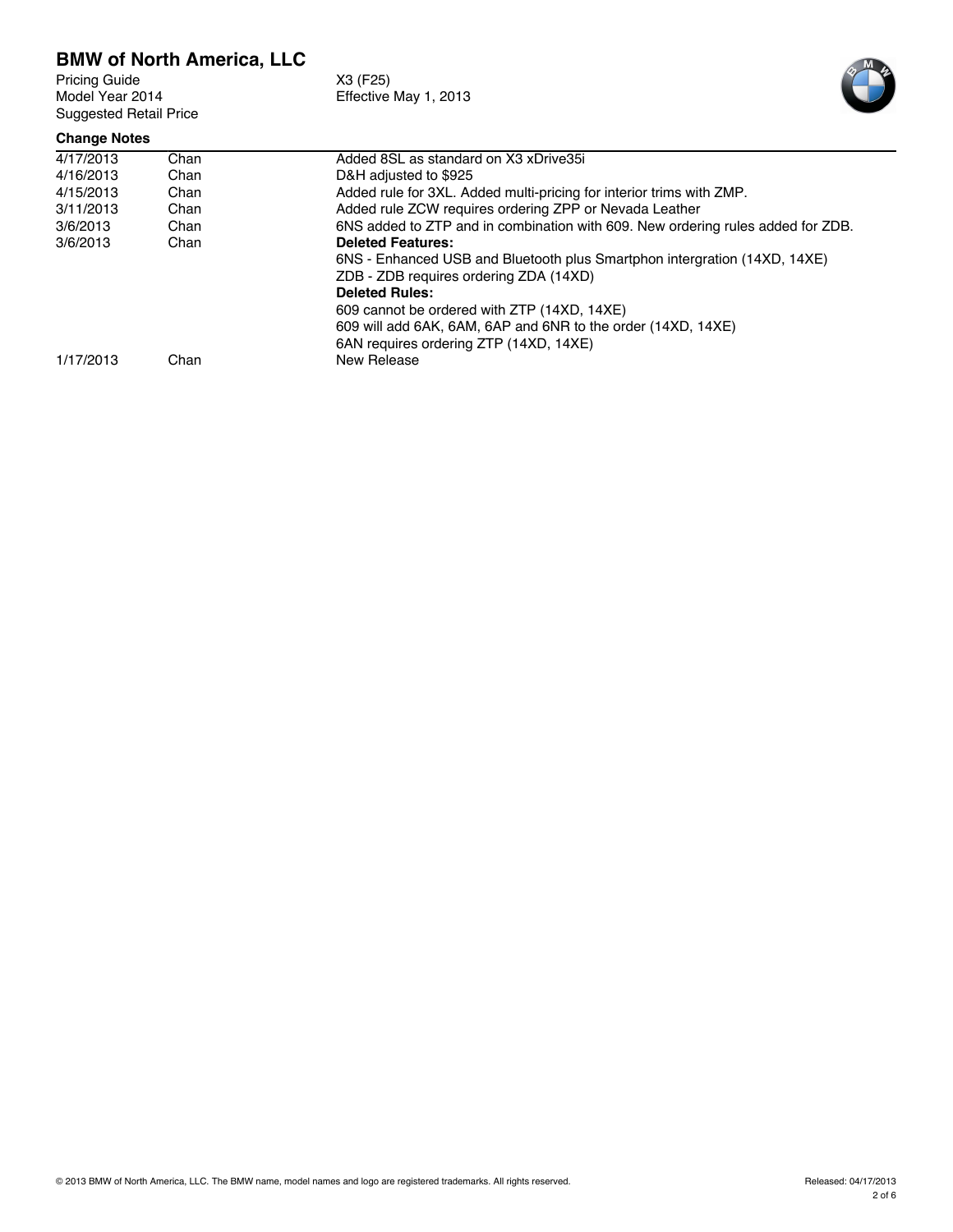## BMW of North America, LLC

Pricing Guide
Model Year 2014
Suggested Retail Price

X3 (F25)
Effective May 1, 2013

### Change Notes

| Date | Author | Change |
|---|---|---|
| 4/17/2013 | Chan | Added 8SL as standard on X3 xDrive35i |
| 4/16/2013 | Chan | D&H adjusted to $925 |
| 4/15/2013 | Chan | Added rule for 3XL. Added multi-pricing for interior trims with ZMP. |
| 3/11/2013 | Chan | Added rule ZCW requires ordering ZPP or Nevada Leather |
| 3/6/2013 | Chan | 6NS added to ZTP and in combination with 609. New ordering rules added for ZDB. |
| 3/6/2013 | Chan | **Deleted Features:**<br>6NS - Enhanced USB and Bluetooth plus Smartphon intergration (14XD, 14XE)<br>ZDB - ZDB requires ordering ZDA (14XD)<br>**Deleted Rules:**<br>609 cannot be ordered with ZTP (14XD, 14XE)<br>609 will add 6AK, 6AM, 6AP and 6NR to the order (14XD, 14XE)<br>6AN requires ordering ZTP (14XD, 14XE) |
| 1/17/2013 | Chan | New Release |

© 2013 BMW of North America, LLC. The BMW name, model names and logo are registered trademarks. All rights reserved.

Released: 04/17/2013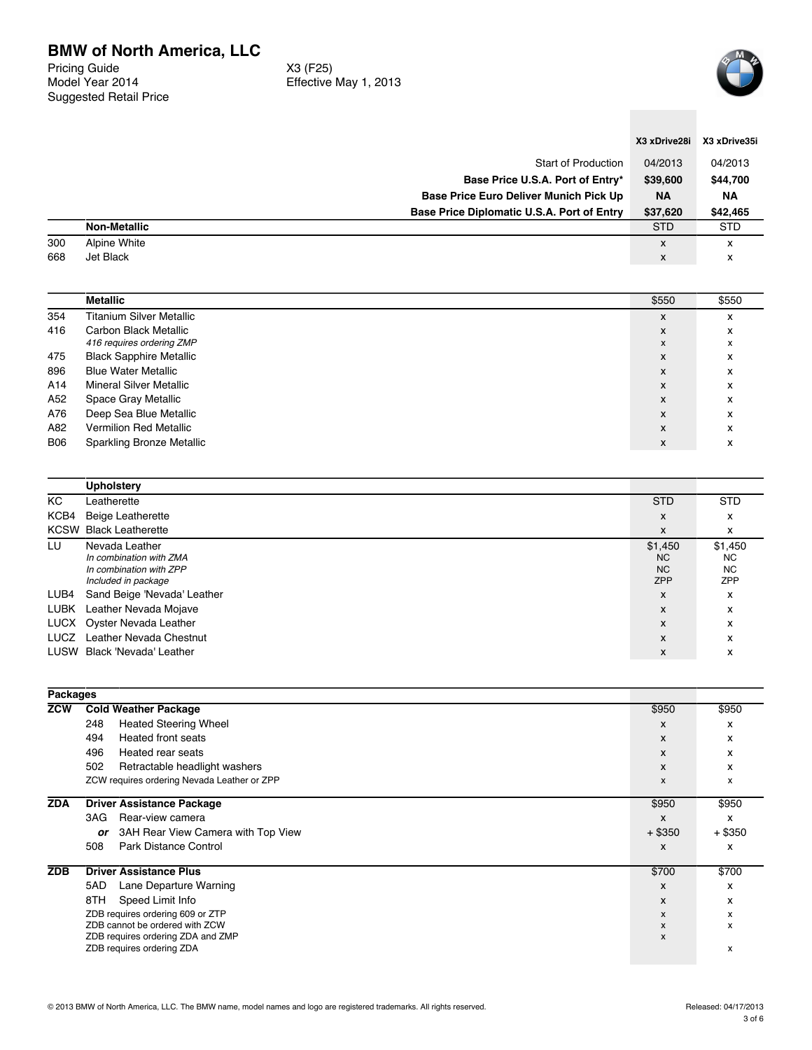# BMW of North America, LLC

Pricing Guide
Model Year 2014
Suggested Retail Price

X3 (F25)
Effective May 1, 2013

| | | X3 xDrive28i | X3 xDrive35i |
|---|---|---|---|
| | **Start of Production** | 04/2013 | 04/2013 |
| | **Base Price U.S.A. Port of Entry*** | **$39,600** | **$44,700** |
| | **Base Price Euro Deliver Munich Pick Up** | **NA** | **NA** |
| | **Base Price Diplomatic U.S.A. Port of Entry** | **$37,620** | **$42,465** |
| | **Non-Metallic** | STD | STD |
| 300 | Alpine White | x | x |
| 668 | Jet Black | x | x |

| | **Metallic** | $550 | $550 |
|---|---|---|---|
| 354 | Titanium Silver Metallic | x | x |
| 416 | Carbon Black Metallic | x | x |
| | *416 requires ordering ZMP* | x | x |
| 475 | Black Sapphire Metallic | x | x |
| 896 | Blue Water Metallic | x | x |
| A14 | Mineral Silver Metallic | x | x |
| A52 | Space Gray Metallic | x | x |
| A76 | Deep Sea Blue Metallic | x | x |
| A82 | Vermilion Red Metallic | x | x |
| B06 | Sparkling Bronze Metallic | x | x |

| | **Upholstery** | | |
|---|---|---|---|
| KC | Leatherette | STD | STD |
| KCB4 | Beige Leatherette | x | x |
| KCSW | Black Leatherette | x | x |
| LU | Nevada Leather | $1,450 | $1,450 |
| | *In combination with ZMA* | NC | NC |
| | *In combination with ZPP* | NC | NC |
| | *Included in package* | ZPP | ZPP |
| LUB4 | Sand Beige 'Nevada' Leather | x | x |
| LUBK | Leather Nevada Mojave | x | x |
| LUCX | Oyster Nevada Leather | x | x |
| LUCZ | Leather Nevada Chestnut | x | x |
| LUSW | Black 'Nevada' Leather | x | x |

| **Packages** | | | |
|---|---|---|---|
| **ZCW** | **Cold Weather Package** | $950 | $950 |
| | 248 Heated Steering Wheel | x | x |
| | 494 Heated front seats | x | x |
| | 496 Heated rear seats | x | x |
| | 502 Retractable headlight washers | x | x |
| | ZCW requires ordering Nevada Leather or ZPP | x | x |
| **ZDA** | **Driver Assistance Package** | $950 | $950 |
| | 3AG Rear-view camera | x | x |
| | ***or*** 3AH Rear View Camera with Top View | + $350 | + $350 |
| | 508 Park Distance Control | x | x |
| **ZDB** | **Driver Assistance Plus** | $700 | $700 |
| | 5AD Lane Departure Warning | x | x |
| | 8TH Speed Limit Info | x | x |
| | ZDB requires ordering 609 or ZTP | x | x |
| | ZDB cannot be ordered with ZCW | x | x |
| | ZDB requires ordering ZDA and ZMP | x | |
| | ZDB requires ordering ZDA | | x |

© 2013 BMW of North America, LLC. The BMW name, model names and logo are registered trademarks. All rights reserved.

Released: 04/17/2013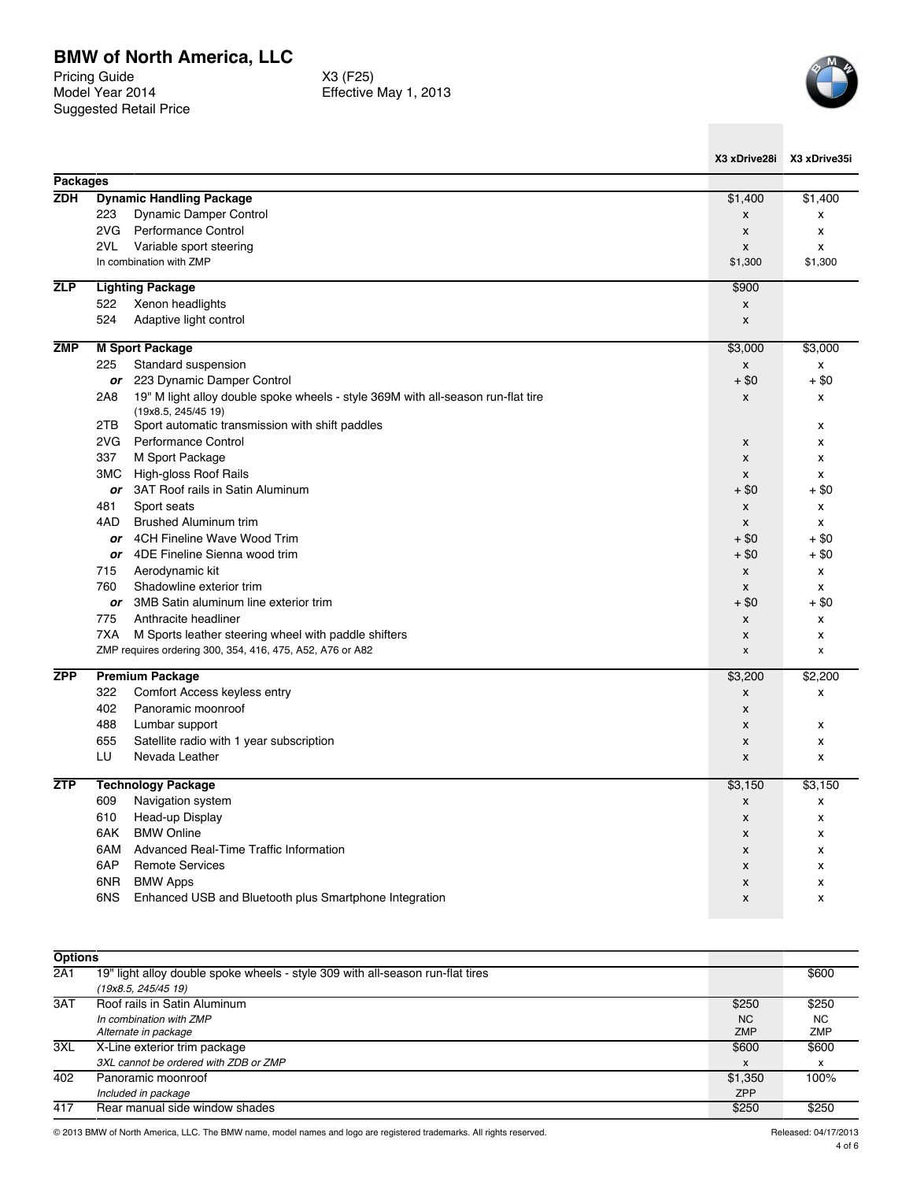# BMW of North America, LLC

Pricing Guide
Model Year 2014
Suggested Retail Price

X3 (F25)
Effective May 1, 2013

| Code | | | X3 xDrive28i | X3 xDrive35i |
|---|---|---|---|---|
| **Packages** | | | | |
| **ZDH** | **Dynamic Handling Package** | | $1,400 | $1,400 |
| | 223 | Dynamic Damper Control | x | x |
| | 2VG | Performance Control | x | x |
| | 2VL | Variable sport steering | x | x |
| | In combination with ZMP | | $1,300 | $1,300 |
| **ZLP** | **Lighting Package** | | $900 | |
| | 522 | Xenon headlights | x | |
| | 524 | Adaptive light control | x | |
| **ZMP** | **M Sport Package** | | $3,000 | $3,000 |
| | 225 | Standard suspension | x | x |
| | *or* | 223 Dynamic Damper Control | + $0 | + $0 |
| | 2A8 | 19" M light alloy double spoke wheels - style 369M with all-season run-flat tire (19x8.5, 245/45 19) | x | x |
| | 2TB | Sport automatic transmission with shift paddles | | x |
| | 2VG | Performance Control | x | x |
| | 337 | M Sport Package | x | x |
| | 3MC | High-gloss Roof Rails | x | x |
| | *or* | 3AT Roof rails in Satin Aluminum | + $0 | + $0 |
| | 481 | Sport seats | x | x |
| | 4AD | Brushed Aluminum trim | x | x |
| | *or* | 4CH Fineline Wave Wood Trim | + $0 | + $0 |
| | *or* | 4DE Fineline Sienna wood trim | + $0 | + $0 |
| | 715 | Aerodynamic kit | x | x |
| | 760 | Shadowline exterior trim | x | x |
| | *or* | 3MB Satin aluminum line exterior trim | + $0 | + $0 |
| | 775 | Anthracite headliner | x | x |
| | 7XA | M Sports leather steering wheel with paddle shifters | x | x |
| | ZMP requires ordering 300, 354, 416, 475, A52, A76 or A82 | | x | x |
| **ZPP** | **Premium Package** | | $3,200 | $2,200 |
| | 322 | Comfort Access keyless entry | x | x |
| | 402 | Panoramic moonroof | x | |
| | 488 | Lumbar support | x | x |
| | 655 | Satellite radio with 1 year subscription | x | x |
| | LU | Nevada Leather | x | x |
| **ZTP** | **Technology Package** | | $3,150 | $3,150 |
| | 609 | Navigation system | x | x |
| | 610 | Head-up Display | x | x |
| | 6AK | BMW Online | x | x |
| | 6AM | Advanced Real-Time Traffic Information | x | x |
| | 6AP | Remote Services | x | x |
| | 6NR | BMW Apps | x | x |
| | 6NS | Enhanced USB and Bluetooth plus Smartphone Integration | x | x |

| **Options** | | X3 xDrive28i | X3 xDrive35i |
|---|---|---|---|
| 2A1 | 19" light alloy double spoke wheels - style 309 with all-season run-flat tires *(19x8.5, 245/45 19)* | | $600 |
| 3AT | Roof rails in Satin Aluminum | $250 | $250 |
| | *In combination with ZMP* | NC | NC |
| | *Alternate in package* | ZMP | ZMP |
| 3XL | X-Line exterior trim package | $600 | $600 |
| | *3XL cannot be ordered with ZDB or ZMP* | x | x |
| 402 | Panoramic moonroof | $1,350 | 100% |
| | *Included in package* | ZPP | |
| 417 | Rear manual side window shades | $250 | $250 |

© 2013 BMW of North America, LLC. The BMW name, model names and logo are registered trademarks. All rights reserved.

Released: 04/17/2013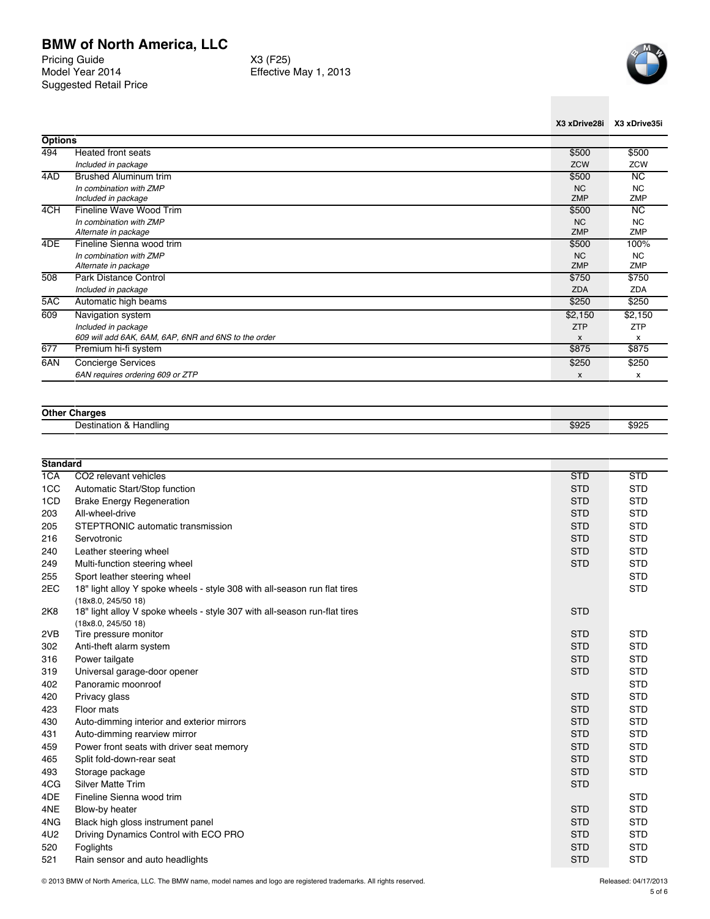# BMW of North America, LLC

Pricing Guide
Model Year 2014
Suggested Retail Price

X3 (F25)
Effective May 1, 2013

| | | X3 xDrive28i | X3 xDrive35i |
|---|---|---|---|
| **Options** | | | |
| 494 | Heated front seats | $500 | $500 |
| | *Included in package* | ZCW | ZCW |
| 4AD | Brushed Aluminum trim | $500 | NC |
| | *In combination with ZMP* | NC | NC |
| | *Included in package* | ZMP | ZMP |
| 4CH | Fineline Wave Wood Trim | $500 | NC |
| | *In combination with ZMP* | NC | NC |
| | *Alternate in package* | ZMP | ZMP |
| 4DE | Fineline Sienna wood trim | $500 | 100% |
| | *In combination with ZMP* | NC | NC |
| | *Alternate in package* | ZMP | ZMP |
| 508 | Park Distance Control | $750 | $750 |
| | *Included in package* | ZDA | ZDA |
| 5AC | Automatic high beams | $250 | $250 |
| 609 | Navigation system | $2,150 | $2,150 |
| | *Included in package* | ZTP | ZTP |
| | *609 will add 6AK, 6AM, 6AP, 6NR and 6NS to the order* | x | x |
| 677 | Premium hi-fi system | $875 | $875 |
| 6AN | Concierge Services | $250 | $250 |
| | *6AN requires ordering 609 or ZTP* | x | x |

| | | X3 xDrive28i | X3 xDrive35i |
|---|---|---|---|
| **Other Charges** | | | |
| | Destination & Handling | $925 | $925 |

| | | X3 xDrive28i | X3 xDrive35i |
|---|---|---|---|
| **Standard** | | | |
| 1CA | $CO_2$ relevant vehicles | STD | STD |
| 1CC | Automatic Start/Stop function | STD | STD |
| 1CD | Brake Energy Regeneration | STD | STD |
| 203 | All-wheel-drive | STD | STD |
| 205 | STEPTRONIC automatic transmission | STD | STD |
| 216 | Servotronic | STD | STD |
| 240 | Leather steering wheel | STD | STD |
| 249 | Multi-function steering wheel | STD | STD |
| 255 | Sport leather steering wheel | | STD |
| 2EC | 18" light alloy Y spoke wheels - style 308 with all-season run flat tires (18x8.0, 245/50 18) | | STD |
| 2K8 | 18" light alloy V spoke wheels - style 307 with all-season run-flat tires (18x8.0, 245/50 18) | STD | |
| 2VB | Tire pressure monitor | STD | STD |
| 302 | Anti-theft alarm system | STD | STD |
| 316 | Power tailgate | STD | STD |
| 319 | Universal garage-door opener | STD | STD |
| 402 | Panoramic moonroof | | STD |
| 420 | Privacy glass | STD | STD |
| 423 | Floor mats | STD | STD |
| 430 | Auto-dimming interior and exterior mirrors | STD | STD |
| 431 | Auto-dimming rearview mirror | STD | STD |
| 459 | Power front seats with driver seat memory | STD | STD |
| 465 | Split fold-down-rear seat | STD | STD |
| 493 | Storage package | STD | STD |
| 4CG | Silver Matte Trim | STD | |
| 4DE | Fineline Sienna wood trim | | STD |
| 4NE | Blow-by heater | STD | STD |
| 4NG | Black high gloss instrument panel | STD | STD |
| 4U2 | Driving Dynamics Control with ECO PRO | STD | STD |
| 520 | Foglights | STD | STD |
| 521 | Rain sensor and auto headlights | STD | STD |

© 2013 BMW of North America, LLC. The BMW name, model names and logo are registered trademarks. All rights reserved.

Released: 04/17/2013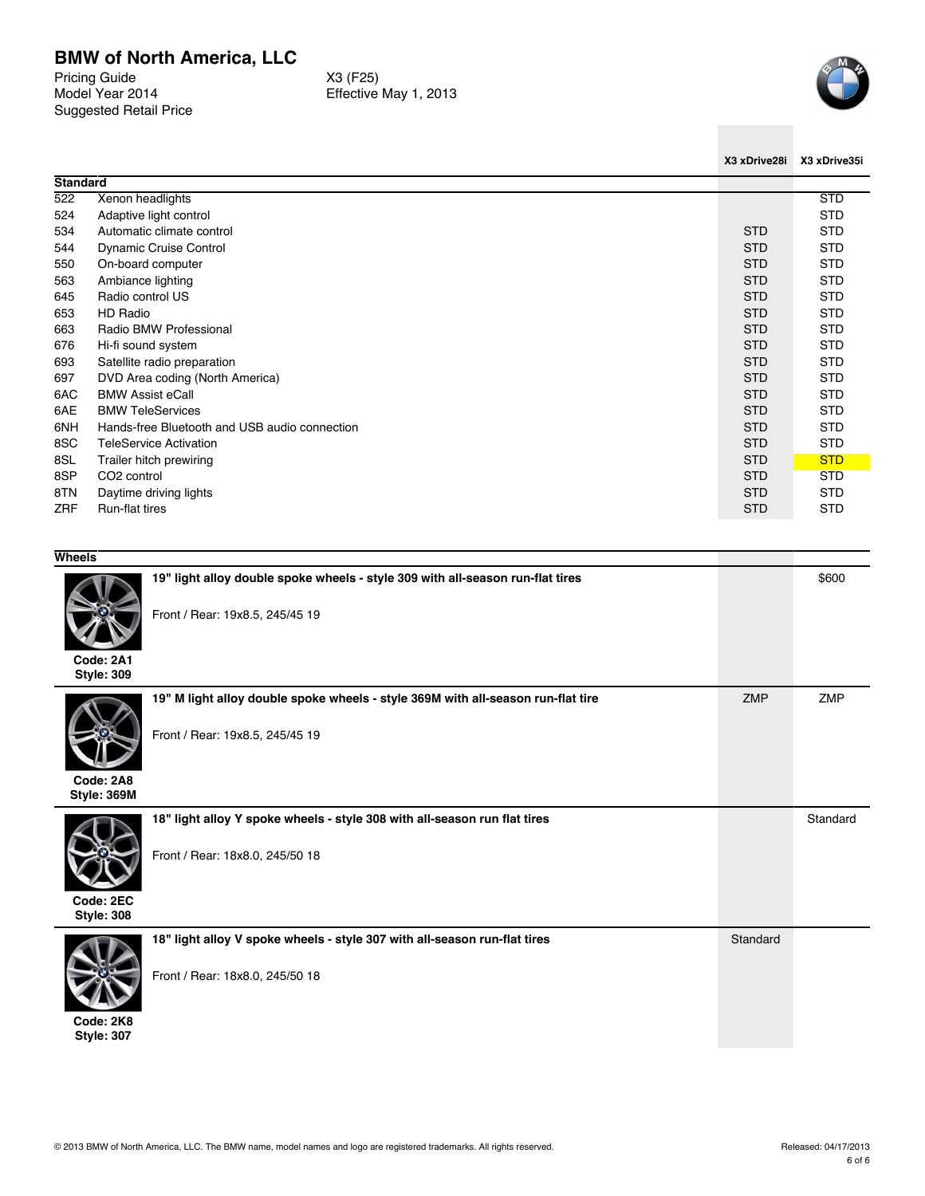# BMW of North America, LLC

Pricing Guide
Model Year 2014
Suggested Retail Price

X3 (F25)
Effective May 1, 2013

| Standard | | X3 xDrive28i | X3 xDrive35i |
|---|---|---|---|
| 522 | Xenon headlights | | STD |
| 524 | Adaptive light control | | STD |
| 534 | Automatic climate control | STD | STD |
| 544 | Dynamic Cruise Control | STD | STD |
| 550 | On-board computer | STD | STD |
| 563 | Ambiance lighting | STD | STD |
| 645 | Radio control US | STD | STD |
| 653 | HD Radio | STD | STD |
| 663 | Radio BMW Professional | STD | STD |
| 676 | Hi-fi sound system | STD | STD |
| 693 | Satellite radio preparation | STD | STD |
| 697 | DVD Area coding (North America) | STD | STD |
| 6AC | BMW Assist eCall | STD | STD |
| 6AE | BMW TeleServices | STD | STD |
| 6NH | Hands-free Bluetooth and USB audio connection | STD | STD |
| 8SC | TeleService Activation | STD | STD |
| 8SL | Trailer hitch prewiring | STD | STD |
| 8SP | CO2 control | STD | STD |
| 8TN | Daytime driving lights | STD | STD |
| ZRF | Run-flat tires | STD | STD |

| Wheels | | X3 xDrive28i | X3 xDrive35i |
|---|---|---|---|
| Code: 2A1 Style: 309 | **19" light alloy double spoke wheels - style 309 with all-season run-flat tires** Front / Rear: 19x8.5, 245/45 19 | | $600 |
| Code: 2A8 Style: 369M | **19" M light alloy double spoke wheels - style 369M with all-season run-flat tire** Front / Rear: 19x8.5, 245/45 19 | ZMP | ZMP |
| Code: 2EC Style: 308 | **18" light alloy Y spoke wheels - style 308 with all-season run flat tires** Front / Rear: 18x8.0, 245/50 18 | | Standard |
| Code: 2K8 Style: 307 | **18" light alloy V spoke wheels - style 307 with all-season run-flat tires** Front / Rear: 18x8.0, 245/50 18 | Standard | |

© 2013 BMW of North America, LLC. The BMW name, model names and logo are registered trademarks. All rights reserved.

Released: 04/17/2013